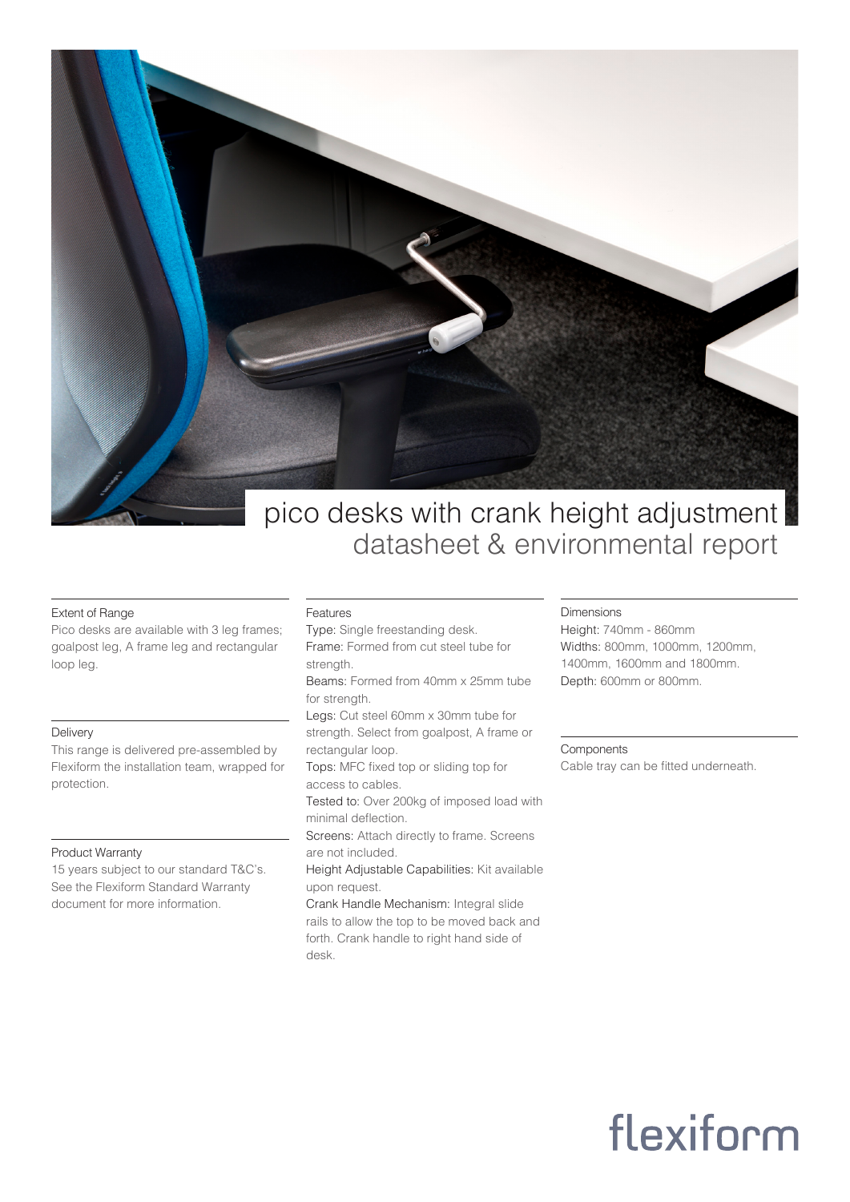# pico desks with crank height adjustment

## datasheet & environmental report

### Extent of Range

Pico desks are available with 3 leg frames; goalpost leg, A frame leg and rectangular loop leg.

### Delivery

This range is delivered pre-assembled by Flexiform the installation team, wrapped for protection.

### Product Warranty

15 years subject to our standard T&C's. See the Flexiform Standard Warranty document for more information.

### Features

Type: Single freestanding desk.

Frame: Formed from cut steel tube for strength.

Beams: Formed from 40mm x 25mm tube for strength.

Legs: Cut steel 60mm x 30mm tube for strength. Select from goalpost, A frame or rectangular loop.

Tops: MFC fixed top or sliding top for access to cables.

Tested to: Over 200kg of imposed load with minimal deflection.

Screens: Attach directly to frame. Screens are not included.

Height Adjustable Capabilities: Kit available upon request.

Crank Handle Mechanism: Integral slide rails to allow the top to be moved back and forth. Crank handle to right hand side of desk.

### Dimensions

Height: 740mm - 860mm

Widths: 800mm, 1000mm, 1200mm, 1400mm, 1600mm and 1800mm.

Depth: 600mm or 800mm.

### Components

Cable tray can be fitted underneath.

flexiform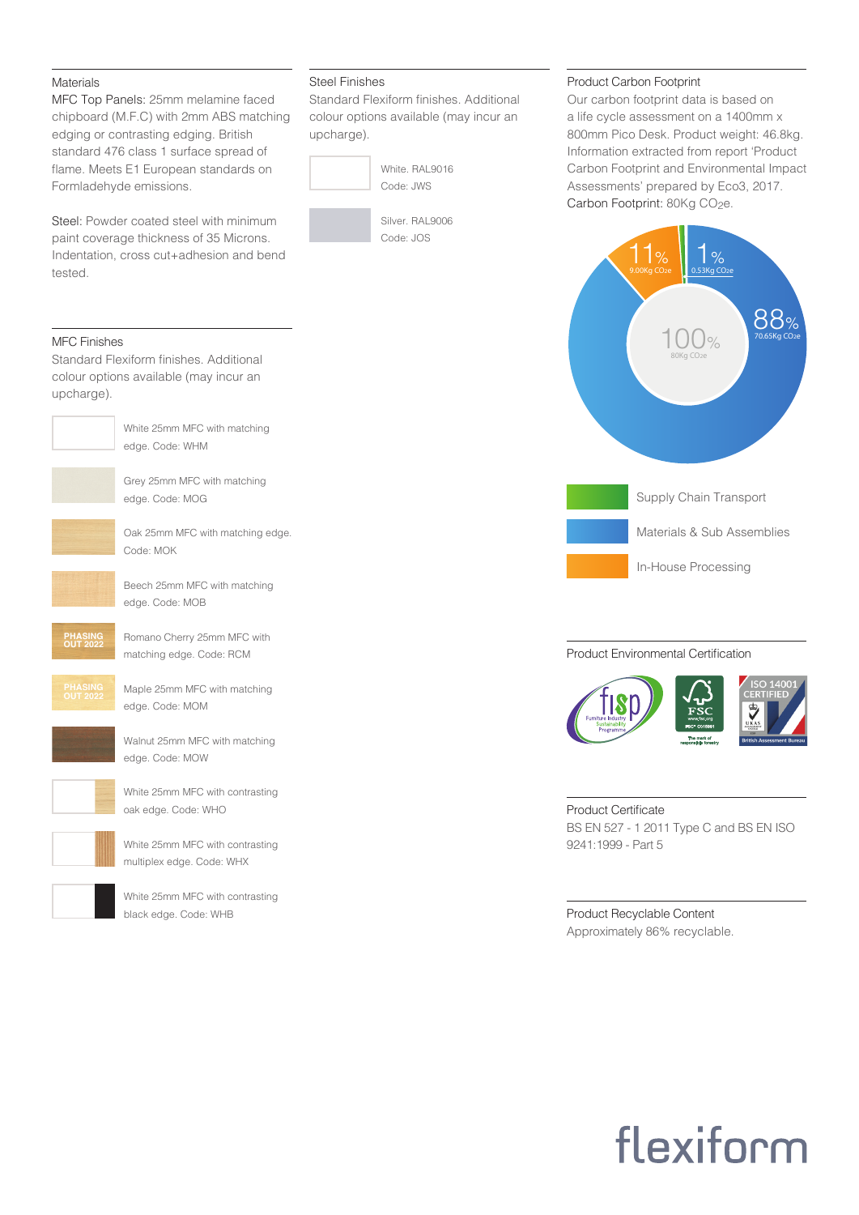## Materials

MFC Top Panels: 25mm melamine faced chipboard (M.F.C) with 2mm ABS matching edging or contrasting edging. British standard 476 class 1 surface spread of flame. Meets E1 European standards on Formladehyde emissions.

Steel: Powder coated steel with minimum paint coverage thickness of 35 Microns. Indentation, cross cut+adhesion and bend tested.

## MFC Finishes

Standard Flexiform finishes. Additional colour options available (may incur an upcharge).

- White 25mm MFC with matching edge. Code: WHM
- Grey 25mm MFC with matching edge. Code: MOG
- Oak 25mm MFC with matching edge. Code: MOK
- Beech 25mm MFC with matching edge. Code: MOB
- PHASING OUT 2022 — Romano Cherry 25mm MFC with matching edge. Code: RCM
- PHASING OUT 2022 — Maple 25mm MFC with matching edge. Code: MOM
- Walnut 25mm MFC with matching edge. Code: MOW
- White 25mm MFC with contrasting oak edge. Code: WHO
- White 25mm MFC with contrasting multiplex edge. Code: WHX
- White 25mm MFC with contrasting black edge. Code: WHB

## Steel Finishes

Standard Flexiform finishes. Additional colour options available (may incur an upcharge).

- White. RAL9016 Code: JWS
- Silver. RAL9006 Code: JOS

## Product Carbon Footprint

Our carbon footprint data is based on a life cycle assessment on a 1400mm x 800mm Pico Desk. Product weight: 46.8kg. Information extracted from report 'Product Carbon Footprint and Environmental Impact Assessments' prepared by Eco3, 2017.

Carbon Footprint: 80Kg $CO_2e$.

11%
9.00Kg $CO_2e$

1%
0.53Kg $CO_2e$

88%
70.65Kg $CO_2e$

100%
80Kg $CO_2e$

Supply Chain Transport
Materials & Sub Assemblies
In-House Processing

## Product Environmental Certification

fisp Furniture Industry Sustainability Programme
FSC www.fsc.org FSC® C015591 The mark of responsible forestry
ISO 14001 CERTIFIED UKAS British Assessment Bureau

## Product Certificate

BS EN 527 - 1 2011 Type C and BS EN ISO 9241:1999 - Part 5

## Product Recyclable Content

Approximately 86% recyclable.

flexiform